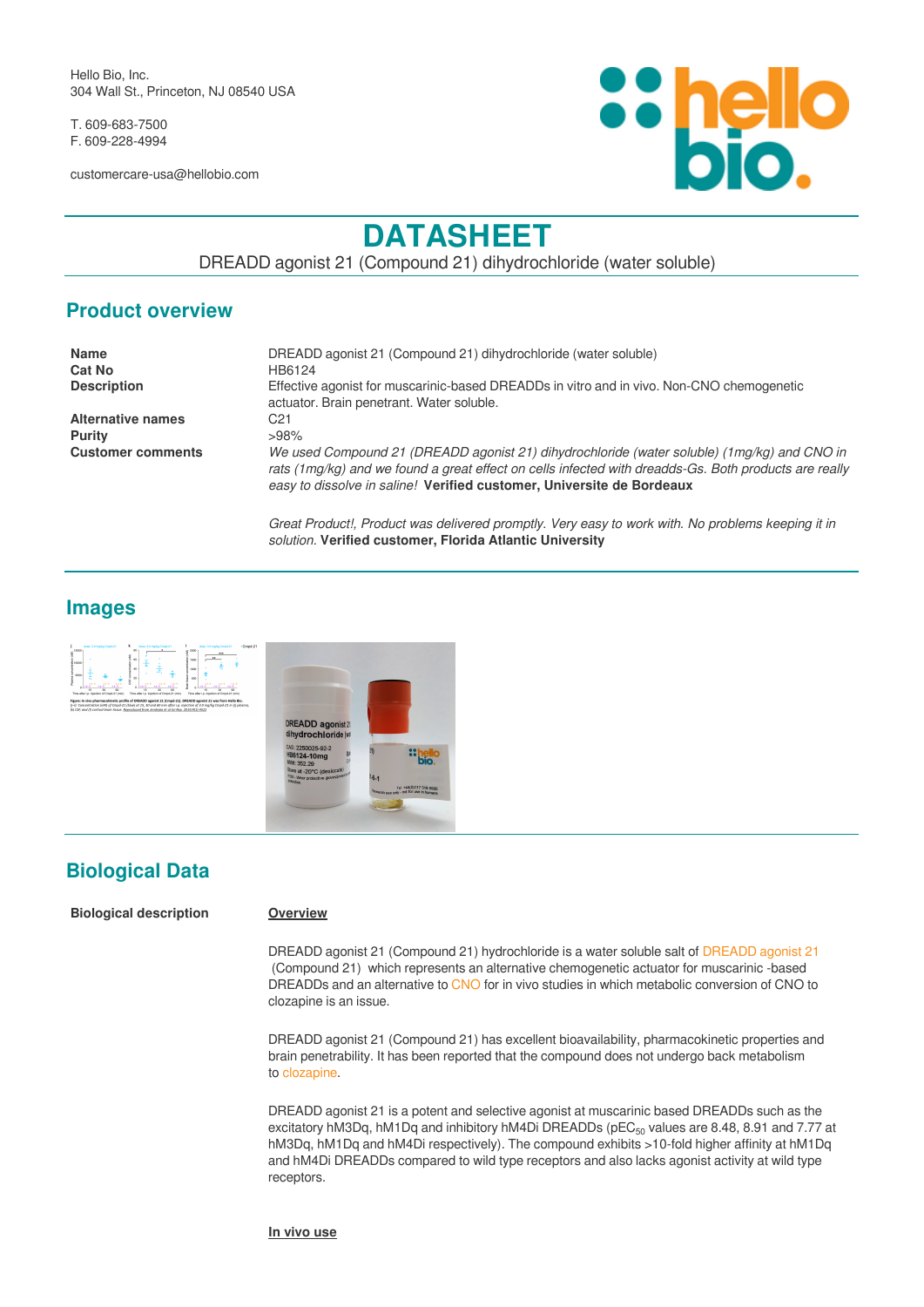Hello Bio, Inc.
304 Wall St., Princeton, NJ 08540 USA

T. 609-683-7500
F. 609-228-4994

customercare-usa@hellobio.com

# DATASHEET

DREADD agonist 21 (Compound 21) dihydrochloride (water soluble)

## Product overview

| | |
|---|---|
| **Name** | DREADD agonist 21 (Compound 21) dihydrochloride (water soluble) |
| **Cat No** | HB6124 |
| **Description** | Effective agonist for muscarinic-based DREADDs in vitro and in vivo. Non-CNO chemogenetic actuator. Brain penetrant. Water soluble. |
| **Alternative names** | C21 |
| **Purity** | >98% |
| **Customer comments** | *We used Compound 21 (DREADD agonist 21) dihydrochloride (water soluble) (1mg/kg) and CNO in rats (1mg/kg) and we found a great effect on cells infected with dreadds-Gs. Both products are really easy to dissolve in saline!* **Verified customer, Universite de Bordeaux**<br><br>*Great Product!, Product was delivered promptly. Very easy to work with. No problems keeping it in solution.* **Verified customer, Florida Atlantic University** |

## Images

## Biological Data

**Biological description**

**Overview**

DREADD agonist 21 (Compound 21) hydrochloride is a water soluble salt of DREADD agonist 21 (Compound 21) which represents an alternative chemogenetic actuator for muscarinic -based DREADDs and an alternative to CNO for in vivo studies in which metabolic conversion of CNO to clozapine is an issue.

DREADD agonist 21 (Compound 21) has excellent bioavailability, pharmacokinetic properties and brain penetrability. It has been reported that the compound does not undergo back metabolism to clozapine.

DREADD agonist 21 is a potent and selective agonist at muscarinic based DREADDs such as the excitatory hM3Dq, hM1Dq and inhibitory hM4Di DREADDs ($pEC_{50}$ values are 8.48, 8.91 and 7.77 at hM3Dq, hM1Dq and hM4Di respectively). The compound exhibits >10-fold higher affinity at hM1Dq and hM4Di DREADDs compared to wild type receptors and also lacks agonist activity at wild type receptors.

**In vivo use**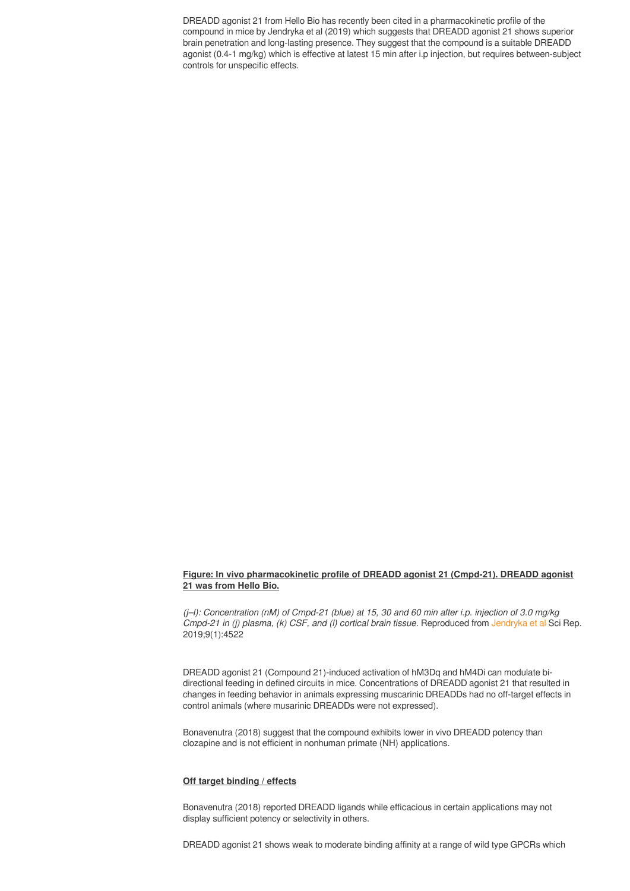DREADD agonist 21 from Hello Bio has recently been cited in a pharmacokinetic profile of the compound in mice by Jendryka et al (2019) which suggests that DREADD agonist 21 shows superior brain penetration and long-lasting presence. They suggest that the compound is a suitable DREADD agonist (0.4-1 mg/kg) which is effective at latest 15 min after i.p injection, but requires between-subject controls for unspecific effects.

**Figure: In vivo pharmacokinetic profile of DREADD agonist 21 (Cmpd-21). DREADD agonist 21 was from Hello Bio.**

*(j–l): Concentration (nM) of Cmpd-21 (blue) at 15, 30 and 60 min after i.p. injection of 3.0 mg/kg Cmpd-21 in (j) plasma, (k) CSF, and (l) cortical brain tissue.* Reproduced from Jendryka et al Sci Rep. 2019;9(1):4522

DREADD agonist 21 (Compound 21)-induced activation of hM3Dq and hM4Di can modulate bi-directional feeding in defined circuits in mice. Concentrations of DREADD agonist 21 that resulted in changes in feeding behavior in animals expressing muscarinic DREADDs had no off-target effects in control animals (where musarinic DREADDs were not expressed).

Bonavenutra (2018) suggest that the compound exhibits lower in vivo DREADD potency than clozapine and is not efficient in nonhuman primate (NH) applications.

**Off target binding / effects**

Bonavenutra (2018) reported DREADD ligands while efficacious in certain applications may not display sufficient potency or selectivity in others.

DREADD agonist 21 shows weak to moderate binding affinity at a range of wild type GPCRs which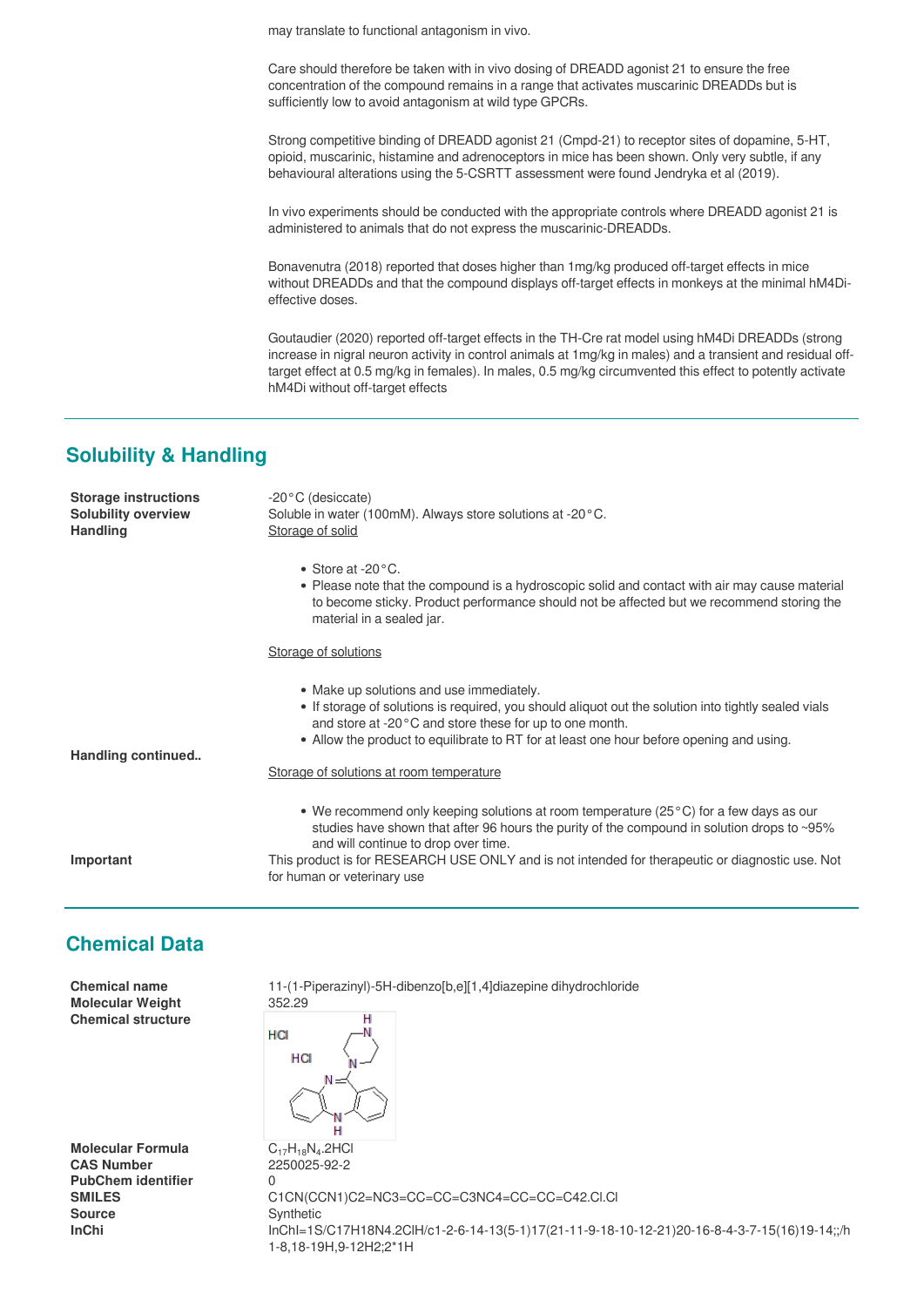may translate to functional antagonism in vivo.

Care should therefore be taken with in vivo dosing of DREADD agonist 21 to ensure the free concentration of the compound remains in a range that activates muscarinic DREADDs but is sufficiently low to avoid antagonism at wild type GPCRs.

Strong competitive binding of DREADD agonist 21 (Cmpd-21) to receptor sites of dopamine, 5-HT, opioid, muscarinic, histamine and adrenoceptors in mice has been shown. Only very subtle, if any behavioural alterations using the 5-CSRTT assessment were found Jendryka et al (2019).

In vivo experiments should be conducted with the appropriate controls where DREADD agonist 21 is administered to animals that do not express the muscarinic-DREADDs.

Bonavenutra (2018) reported that doses higher than 1mg/kg produced off-target effects in mice without DREADDs and that the compound displays off-target effects in monkeys at the minimal hM4Di-effective doses.

Goutaudier (2020) reported off-target effects in the TH-Cre rat model using hM4Di DREADDs (strong increase in nigral neuron activity in control animals at 1mg/kg in males) and a transient and residual off-target effect at 0.5 mg/kg in females). In males, 0.5 mg/kg circumvented this effect to potently activate hM4Di without off-target effects

## Solubility & Handling

**Storage instructions** -20°C (desiccate)

**Solubility overview** Soluble in water (100mM). Always store solutions at -20°C.

**Handling**

Storage of solid

- Store at -20°C.
- Please note that the compound is a hydroscopic solid and contact with air may cause material to become sticky. Product performance should not be affected but we recommend storing the material in a sealed jar.

Storage of solutions

- Make up solutions and use immediately.
- If storage of solutions is required, you should aliquot out the solution into tightly sealed vials and store at -20°C and store these for up to one month.
- Allow the product to equilibrate to RT for at least one hour before opening and using.

**Handling continued..**

Storage of solutions at room temperature

- We recommend only keeping solutions at room temperature (25°C) for a few days as our studies have shown that after 96 hours the purity of the compound in solution drops to ~95% and will continue to drop over time.

**Important** This product is for RESEARCH USE ONLY and is not intended for therapeutic or diagnostic use. Not for human or veterinary use

## Chemical Data

**Chemical name** 11-(1-Piperazinyl)-5H-dibenzo[b,e][1,4]diazepine dihydrochloride

**Molecular Weight** 352.29

**Chemical structure**

**Molecular Formula** $C_{17}H_{18}N_4.2HCl$

**CAS Number** 2250025-92-2

**PubChem identifier** 0

**SMILES** C1CN(CCN1)C2=NC3=CC=CC=C3NC4=CC=CC=C42.Cl.Cl

**Source** Synthetic

**InChi** InChI=1S/C17H18N4.2ClH/c1-2-6-14-13(5-1)17(21-11-9-18-10-12-21)20-16-8-4-3-7-15(16)19-14;;/h1-8,18-19H,9-12H2;2*1H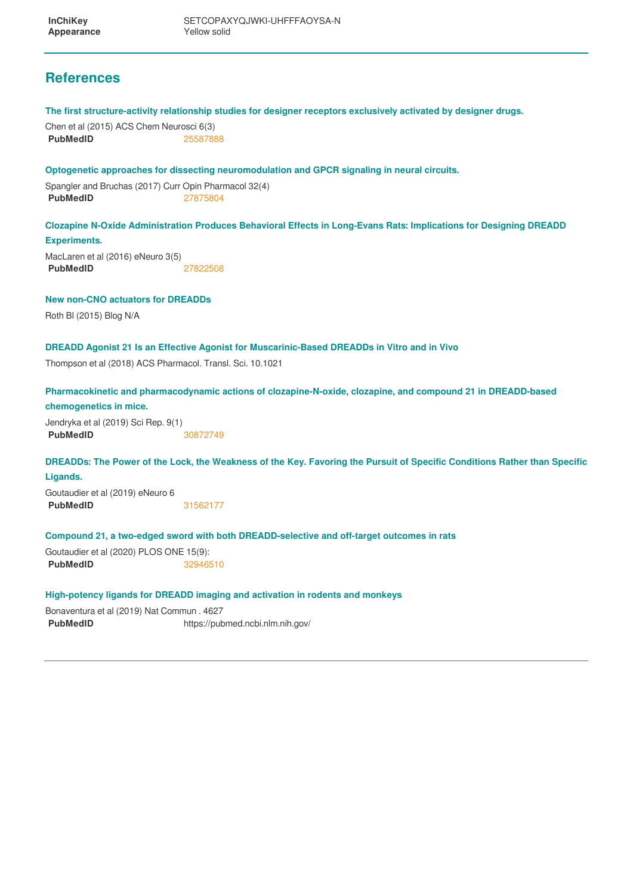| | |
|---|---|
| **InChiKey** | SETCOPAXYQJWKI-UHFFFAOYSA-N |
| **Appearance** | Yellow solid |

## References

**The first structure-activity relationship studies for designer receptors exclusively activated by designer drugs.**

Chen et al (2015) ACS Chem Neurosci 6(3)
**PubMedID** 25587888

**Optogenetic approaches for dissecting neuromodulation and GPCR signaling in neural circuits.**

Spangler and Bruchas (2017) Curr Opin Pharmacol 32(4)
**PubMedID** 27875804

**Clozapine N-Oxide Administration Produces Behavioral Effects in Long-Evans Rats: Implications for Designing DREADD Experiments.**

MacLaren et al (2016) eNeuro 3(5)
**PubMedID** 27822508

**New non-CNO actuators for DREADDs**

Roth Bl (2015) Blog N/A

**DREADD Agonist 21 Is an Effective Agonist for Muscarinic-Based DREADDs in Vitro and in Vivo**

Thompson et al (2018) ACS Pharmacol. Transl. Sci. 10.1021

**Pharmacokinetic and pharmacodynamic actions of clozapine-N-oxide, clozapine, and compound 21 in DREADD-based chemogenetics in mice.**

Jendryka et al (2019) Sci Rep. 9(1)
**PubMedID** 30872749

**DREADDs: The Power of the Lock, the Weakness of the Key. Favoring the Pursuit of Specific Conditions Rather than Specific Ligands.**

Goutaudier et al (2019) eNeuro 6
**PubMedID** 31562177

**Compound 21, a two-edged sword with both DREADD-selective and off-target outcomes in rats**

Goutaudier et al (2020) PLOS ONE 15(9):
**PubMedID** 32946510

**High-potency ligands for DREADD imaging and activation in rodents and monkeys**

Bonaventura et al (2019) Nat Commun . 4627
**PubMedID** https://pubmed.ncbi.nlm.nih.gov/